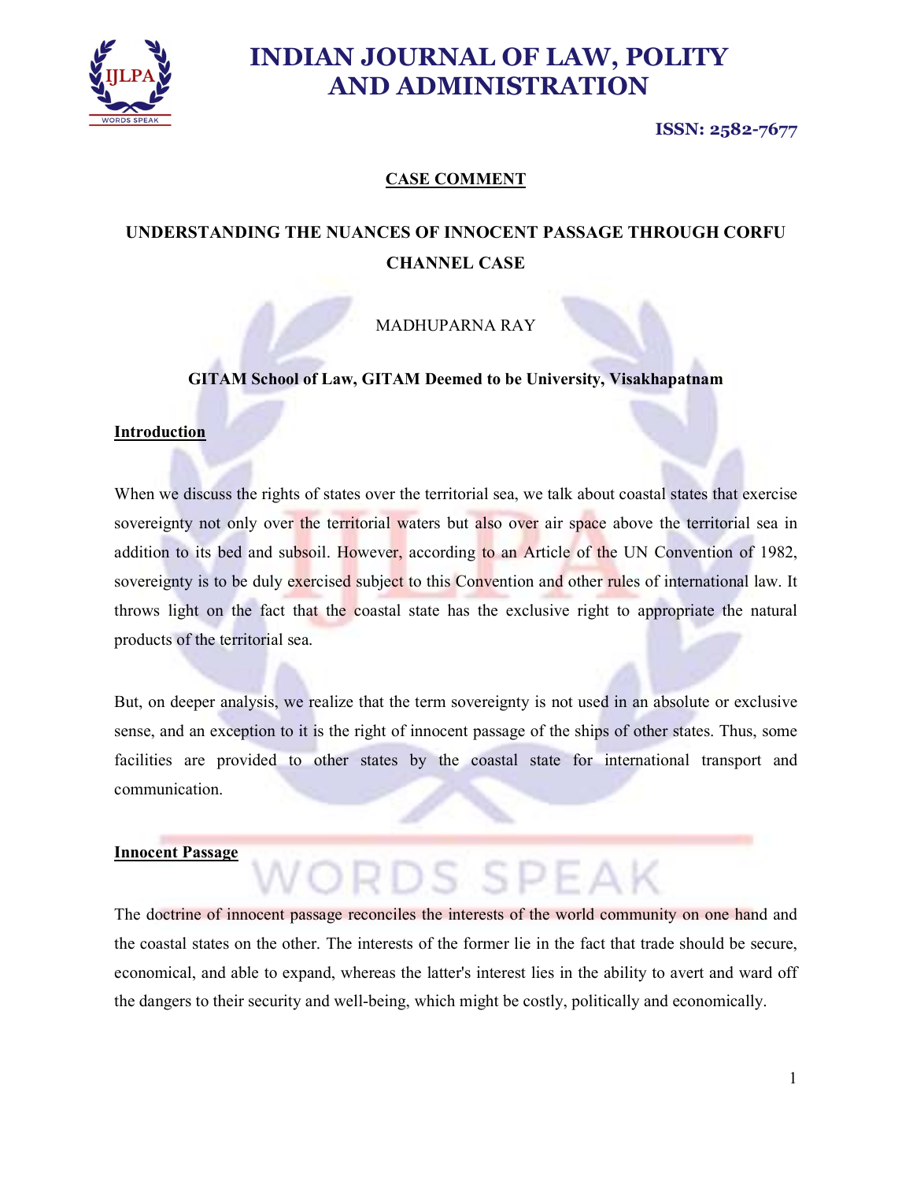**CASE COMMENT**

# UNDERSTANDING THE NUANCES OF INNOCENT PASSAGE THROUGH CORFU CHANNEL CASE

MADHUPARNA RAY

**GITAM School of Law, GITAM Deemed to be University, Visakhapatnam**

## Introduction

When we discuss the rights of states over the territorial sea, we talk about coastal states that exercise sovereignty not only over the territorial waters but also over air space above the territorial sea in addition to its bed and subsoil. However, according to an Article of the UN Convention of 1982, sovereignty is to be duly exercised subject to this Convention and other rules of international law. It throws light on the fact that the coastal state has the exclusive right to appropriate the natural products of the territorial sea.

But, on deeper analysis, we realize that the term sovereignty is not used in an absolute or exclusive sense, and an exception to it is the right of innocent passage of the ships of other states. Thus, some facilities are provided to other states by the coastal state for international transport and communication.

## Innocent Passage

The doctrine of innocent passage reconciles the interests of the world community on one hand and the coastal states on the other. The interests of the former lie in the fact that trade should be secure, economical, and able to expand, whereas the latter's interest lies in the ability to avert and ward off the dangers to their security and well-being, which might be costly, politically and economically.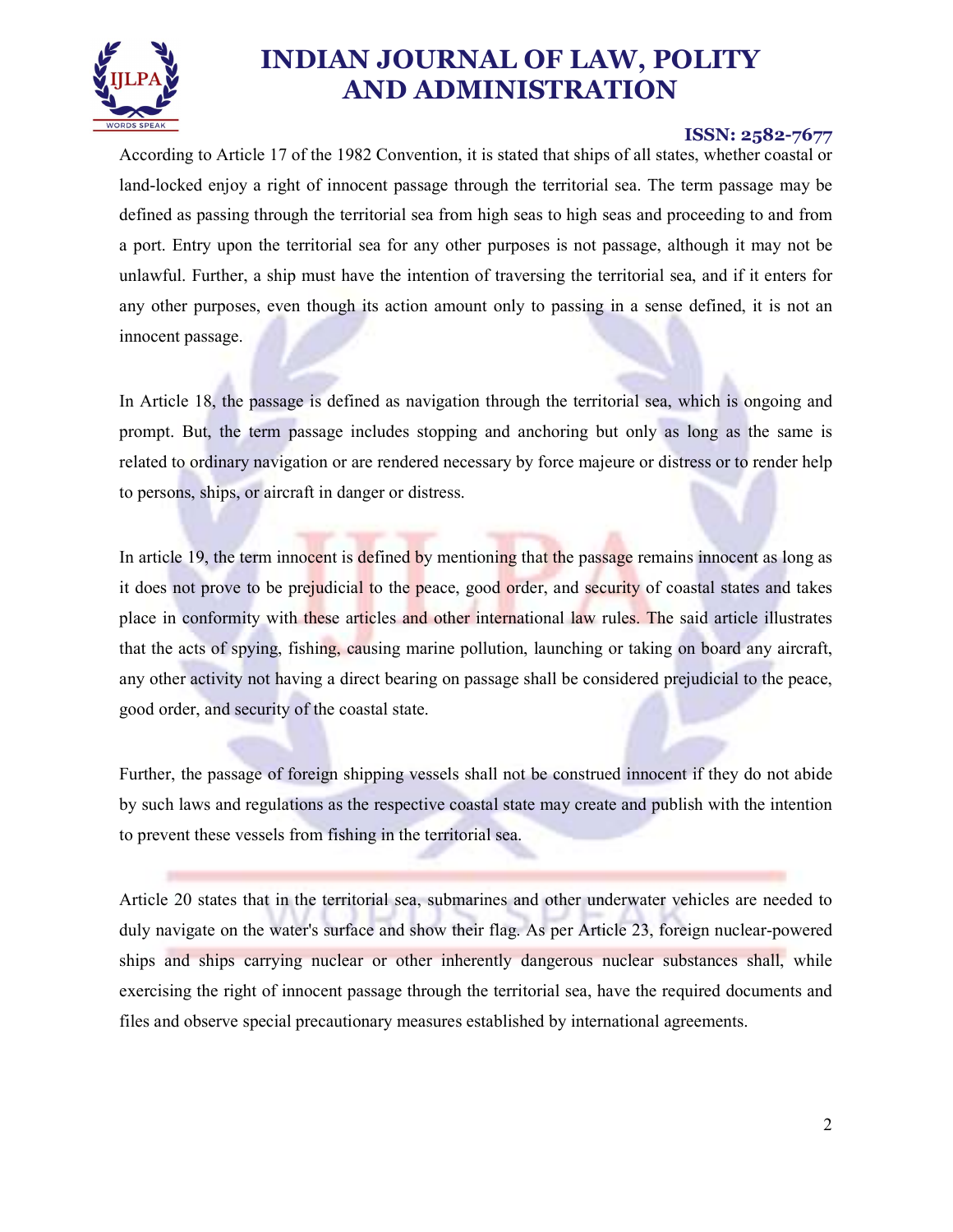According to Article 17 of the 1982 Convention, it is stated that ships of all states, whether coastal or land-locked enjoy a right of innocent passage through the territorial sea. The term passage may be defined as passing through the territorial sea from high seas to high seas and proceeding to and from a port. Entry upon the territorial sea for any other purposes is not passage, although it may not be unlawful. Further, a ship must have the intention of traversing the territorial sea, and if it enters for any other purposes, even though its action amount only to passing in a sense defined, it is not an innocent passage.

In Article 18, the passage is defined as navigation through the territorial sea, which is ongoing and prompt. But, the term passage includes stopping and anchoring but only as long as the same is related to ordinary navigation or are rendered necessary by force majeure or distress or to render help to persons, ships, or aircraft in danger or distress.

In article 19, the term innocent is defined by mentioning that the passage remains innocent as long as it does not prove to be prejudicial to the peace, good order, and security of coastal states and takes place in conformity with these articles and other international law rules. The said article illustrates that the acts of spying, fishing, causing marine pollution, launching or taking on board any aircraft, any other activity not having a direct bearing on passage shall be considered prejudicial to the peace, good order, and security of the coastal state.

Further, the passage of foreign shipping vessels shall not be construed innocent if they do not abide by such laws and regulations as the respective coastal state may create and publish with the intention to prevent these vessels from fishing in the territorial sea.

Article 20 states that in the territorial sea, submarines and other underwater vehicles are needed to duly navigate on the water's surface and show their flag. As per Article 23, foreign nuclear-powered ships and ships carrying nuclear or other inherently dangerous nuclear substances shall, while exercising the right of innocent passage through the territorial sea, have the required documents and files and observe special precautionary measures established by international agreements.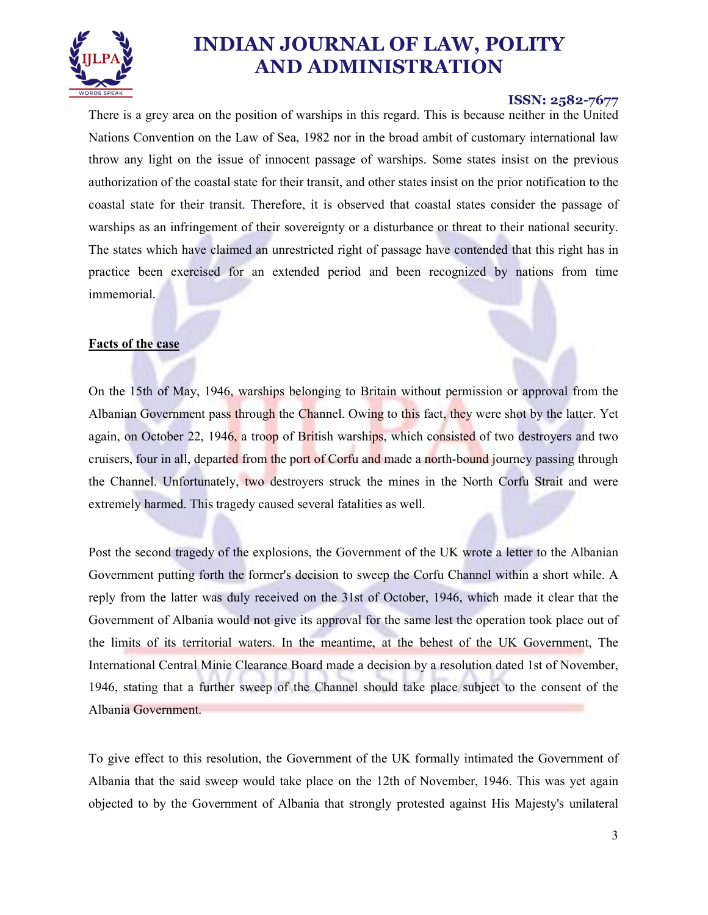There is a grey area on the position of warships in this regard. This is because neither in the United Nations Convention on the Law of Sea, 1982 nor in the broad ambit of customary international law throw any light on the issue of innocent passage of warships. Some states insist on the previous authorization of the coastal state for their transit, and other states insist on the prior notification to the coastal state for their transit. Therefore, it is observed that coastal states consider the passage of warships as an infringement of their sovereignty or a disturbance or threat to their national security. The states which have claimed an unrestricted right of passage have contended that this right has in practice been exercised for an extended period and been recognized by nations from time immemorial.

**Facts of the case**

On the 15th of May, 1946, warships belonging to Britain without permission or approval from the Albanian Government pass through the Channel. Owing to this fact, they were shot by the latter. Yet again, on October 22, 1946, a troop of British warships, which consisted of two destroyers and two cruisers, four in all, departed from the port of Corfu and made a north-bound journey passing through the Channel. Unfortunately, two destroyers struck the mines in the North Corfu Strait and were extremely harmed. This tragedy caused several fatalities as well.

Post the second tragedy of the explosions, the Government of the UK wrote a letter to the Albanian Government putting forth the former's decision to sweep the Corfu Channel within a short while. A reply from the latter was duly received on the 31st of October, 1946, which made it clear that the Government of Albania would not give its approval for the same lest the operation took place out of the limits of its territorial waters. In the meantime, at the behest of the UK Government, The International Central Minie Clearance Board made a decision by a resolution dated 1st of November, 1946, stating that a further sweep of the Channel should take place subject to the consent of the Albania Government.

To give effect to this resolution, the Government of the UK formally intimated the Government of Albania that the said sweep would take place on the 12th of November, 1946. This was yet again objected to by the Government of Albania that strongly protested against His Majesty's unilateral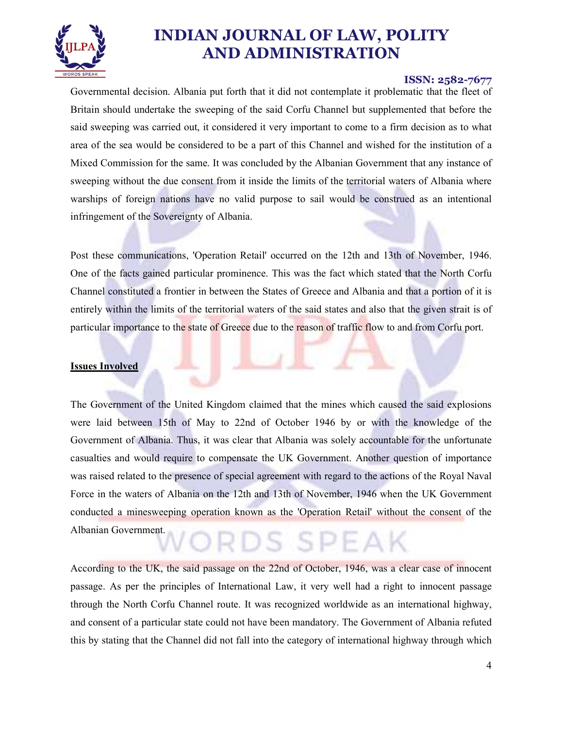Governmental decision. Albania put forth that it did not contemplate it problematic that the fleet of Britain should undertake the sweeping of the said Corfu Channel but supplemented that before the said sweeping was carried out, it considered it very important to come to a firm decision as to what area of the sea would be considered to be a part of this Channel and wished for the institution of a Mixed Commission for the same. It was concluded by the Albanian Government that any instance of sweeping without the due consent from it inside the limits of the territorial waters of Albania where warships of foreign nations have no valid purpose to sail would be construed as an intentional infringement of the Sovereignty of Albania.

Post these communications, 'Operation Retail' occurred on the 12th and 13th of November, 1946. One of the facts gained particular prominence. This was the fact which stated that the North Corfu Channel constituted a frontier in between the States of Greece and Albania and that a portion of it is entirely within the limits of the territorial waters of the said states and also that the given strait is of particular importance to the state of Greece due to the reason of traffic flow to and from Corfu port.

**Issues Involved**

The Government of the United Kingdom claimed that the mines which caused the said explosions were laid between 15th of May to 22nd of October 1946 by or with the knowledge of the Government of Albania. Thus, it was clear that Albania was solely accountable for the unfortunate casualties and would require to compensate the UK Government. Another question of importance was raised related to the presence of special agreement with regard to the actions of the Royal Naval Force in the waters of Albania on the 12th and 13th of November, 1946 when the UK Government conducted a minesweeping operation known as the 'Operation Retail' without the consent of the Albanian Government.

According to the UK, the said passage on the 22nd of October, 1946, was a clear case of innocent passage. As per the principles of International Law, it very well had a right to innocent passage through the North Corfu Channel route. It was recognized worldwide as an international highway, and consent of a particular state could not have been mandatory. The Government of Albania refuted this by stating that the Channel did not fall into the category of international highway through which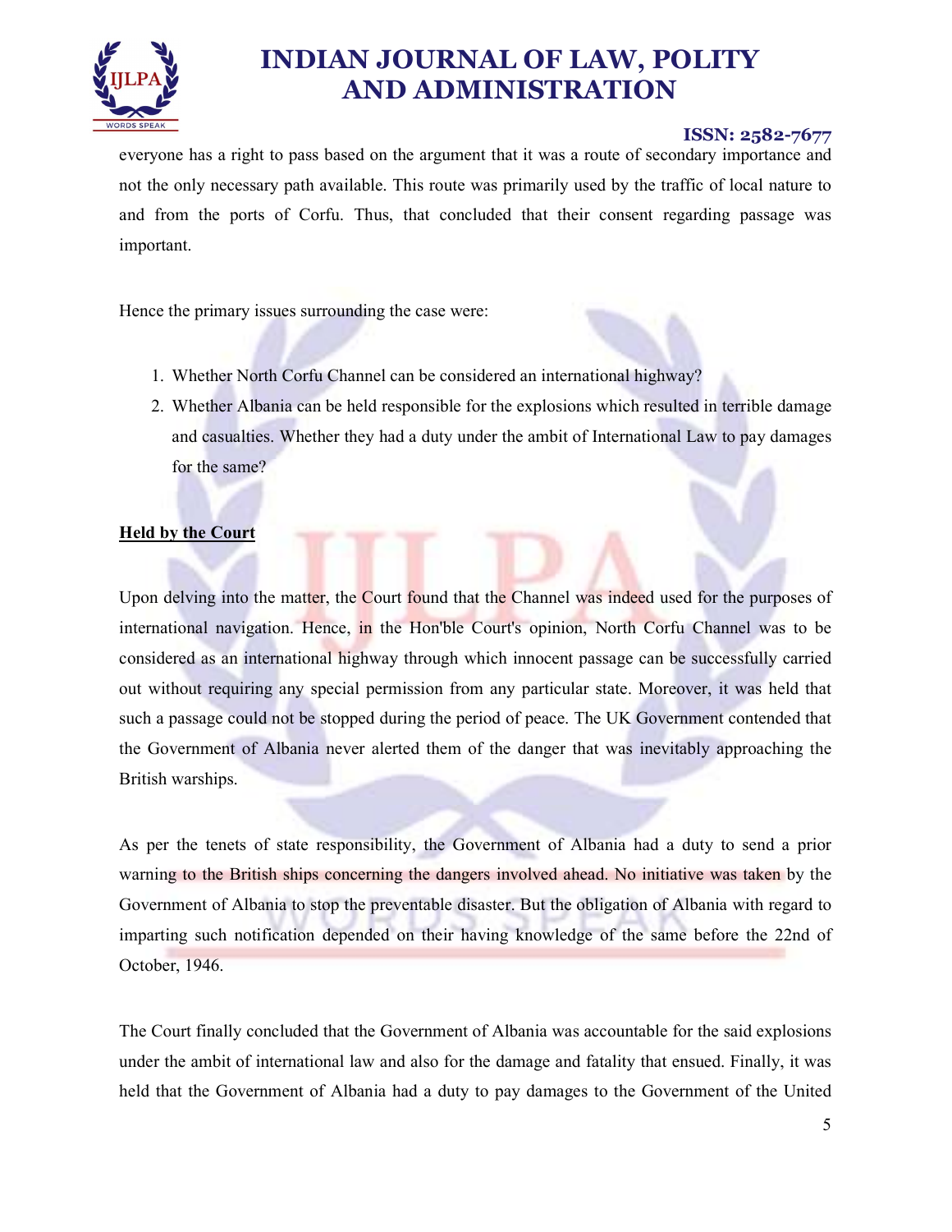everyone has a right to pass based on the argument that it was a route of secondary importance and not the only necessary path available. This route was primarily used by the traffic of local nature to and from the ports of Corfu. Thus, that concluded that their consent regarding passage was important.

Hence the primary issues surrounding the case were:

1. Whether North Corfu Channel can be considered an international highway?
2. Whether Albania can be held responsible for the explosions which resulted in terrible damage and casualties. Whether they had a duty under the ambit of International Law to pay damages for the same?

**Held by the Court**

Upon delving into the matter, the Court found that the Channel was indeed used for the purposes of international navigation. Hence, in the Hon'ble Court's opinion, North Corfu Channel was to be considered as an international highway through which innocent passage can be successfully carried out without requiring any special permission from any particular state. Moreover, it was held that such a passage could not be stopped during the period of peace. The UK Government contended that the Government of Albania never alerted them of the danger that was inevitably approaching the British warships.

As per the tenets of state responsibility, the Government of Albania had a duty to send a prior warning to the British ships concerning the dangers involved ahead. No initiative was taken by the Government of Albania to stop the preventable disaster. But the obligation of Albania with regard to imparting such notification depended on their having knowledge of the same before the 22nd of October, 1946.

The Court finally concluded that the Government of Albania was accountable for the said explosions under the ambit of international law and also for the damage and fatality that ensued. Finally, it was held that the Government of Albania had a duty to pay damages to the Government of the United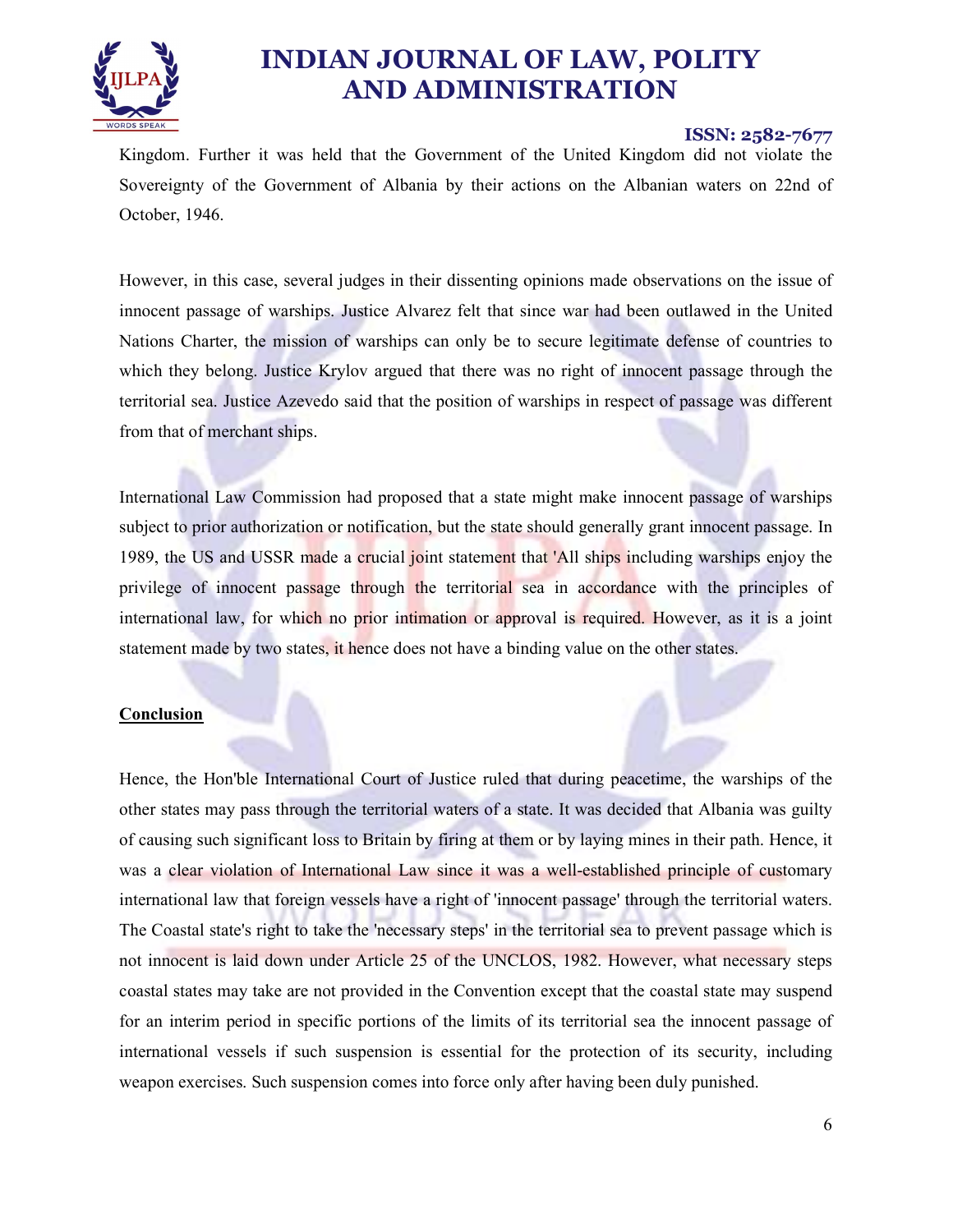Kingdom. Further it was held that the Government of the United Kingdom did not violate the Sovereignty of the Government of Albania by their actions on the Albanian waters on 22nd of October, 1946.

However, in this case, several judges in their dissenting opinions made observations on the issue of innocent passage of warships. Justice Alvarez felt that since war had been outlawed in the United Nations Charter, the mission of warships can only be to secure legitimate defense of countries to which they belong. Justice Krylov argued that there was no right of innocent passage through the territorial sea. Justice Azevedo said that the position of warships in respect of passage was different from that of merchant ships.

International Law Commission had proposed that a state might make innocent passage of warships subject to prior authorization or notification, but the state should generally grant innocent passage. In 1989, the US and USSR made a crucial joint statement that 'All ships including warships enjoy the privilege of innocent passage through the territorial sea in accordance with the principles of international law, for which no prior intimation or approval is required. However, as it is a joint statement made by two states, it hence does not have a binding value on the other states.

**Conclusion**

Hence, the Hon'ble International Court of Justice ruled that during peacetime, the warships of the other states may pass through the territorial waters of a state. It was decided that Albania was guilty of causing such significant loss to Britain by firing at them or by laying mines in their path. Hence, it was a clear violation of International Law since it was a well-established principle of customary international law that foreign vessels have a right of 'innocent passage' through the territorial waters. The Coastal state's right to take the 'necessary steps' in the territorial sea to prevent passage which is not innocent is laid down under Article 25 of the UNCLOS, 1982. However, what necessary steps coastal states may take are not provided in the Convention except that the coastal state may suspend for an interim period in specific portions of the limits of its territorial sea the innocent passage of international vessels if such suspension is essential for the protection of its security, including weapon exercises. Such suspension comes into force only after having been duly punished.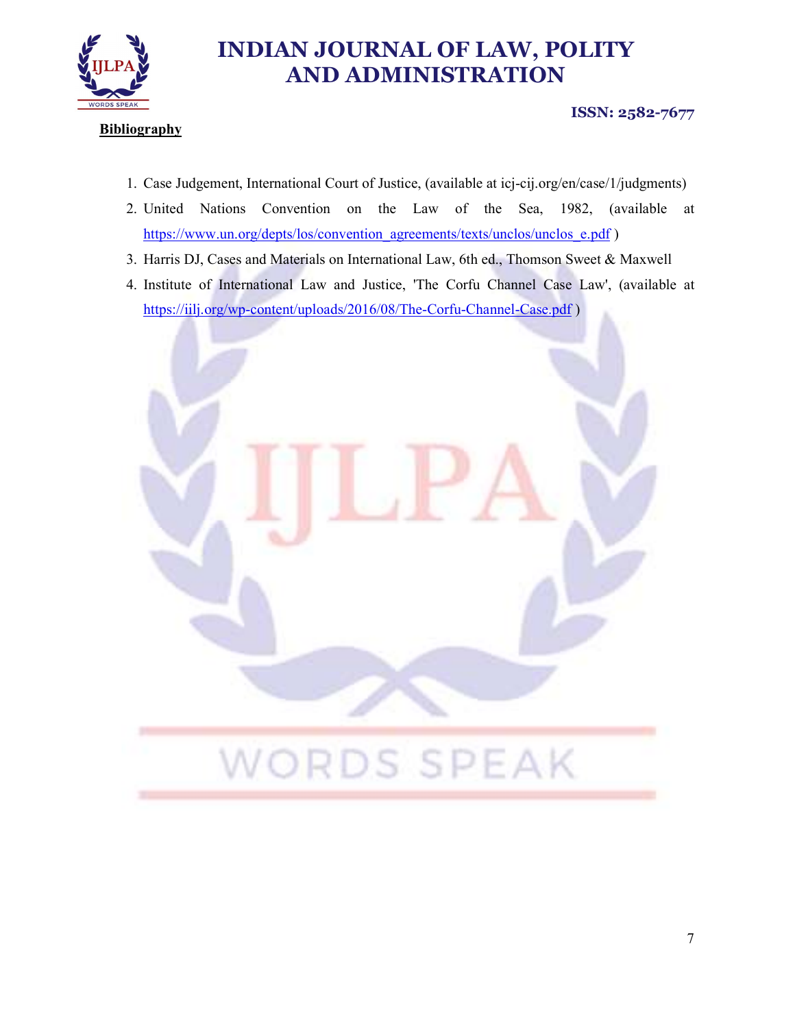**Bibliography**

1. Case Judgement, International Court of Justice, (available at icj-cij.org/en/case/1/judgments)
2. United Nations Convention on the Law of the Sea, 1982, (available at https://www.un.org/depts/los/convention_agreements/texts/unclos/unclos_e.pdf )
3. Harris DJ, Cases and Materials on International Law, 6th ed., Thomson Sweet & Maxwell
4. Institute of International Law and Justice, 'The Corfu Channel Case Law', (available at https://iilj.org/wp-content/uploads/2016/08/The-Corfu-Channel-Case.pdf )